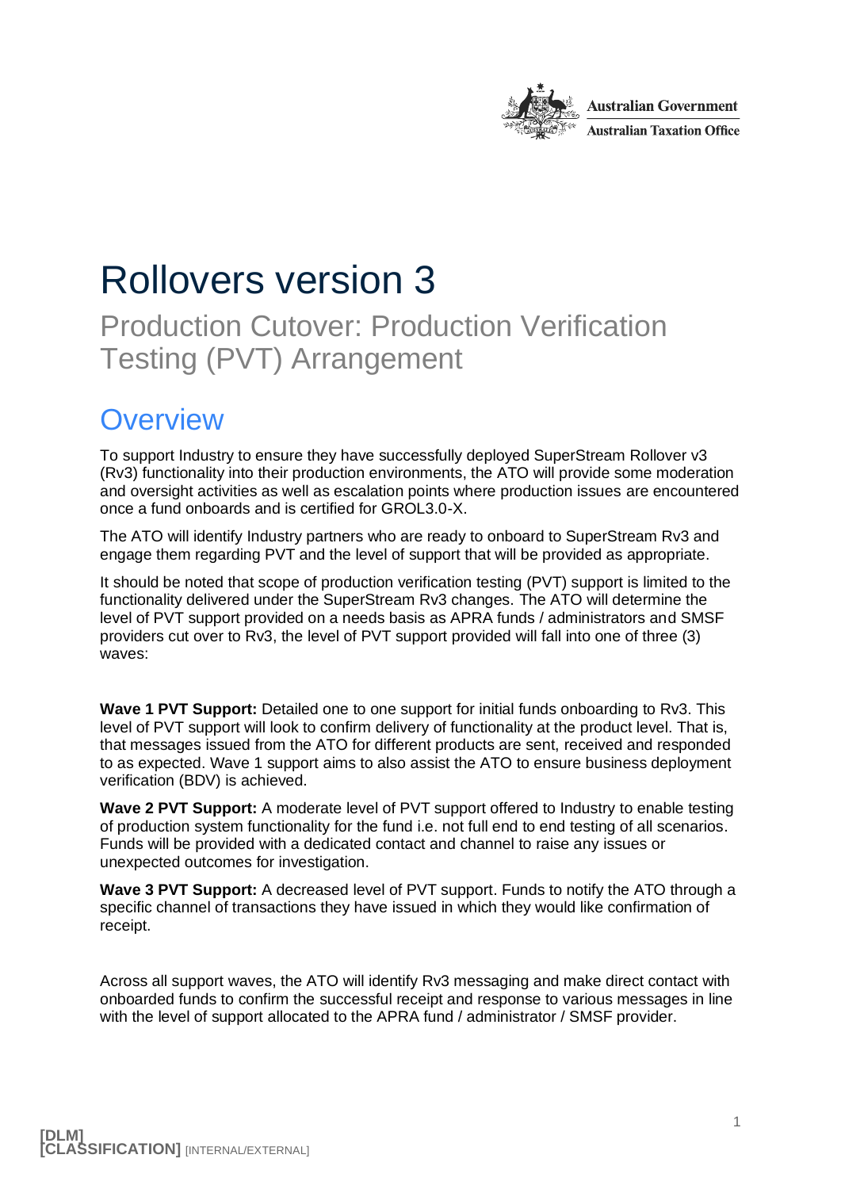# Rollovers version 3

## Production Cutover: Production Verification Testing (PVT) Arrangement

## Overview

To support Industry to ensure they have successfully deployed SuperStream Rollover v3 (Rv3) functionality into their production environments, the ATO will provide some moderation and oversight activities as well as escalation points where production issues are encountered once a fund onboards and is certified for GROL3.0-X.

The ATO will identify Industry partners who are ready to onboard to SuperStream Rv3 and engage them regarding PVT and the level of support that will be provided as appropriate.

It should be noted that scope of production verification testing (PVT) support is limited to the functionality delivered under the SuperStream Rv3 changes. The ATO will determine the level of PVT support provided on a needs basis as APRA funds / administrators and SMSF providers cut over to Rv3, the level of PVT support provided will fall into one of three (3) waves:

**Wave 1 PVT Support:** Detailed one to one support for initial funds onboarding to Rv3. This level of PVT support will look to confirm delivery of functionality at the product level. That is, that messages issued from the ATO for different products are sent, received and responded to as expected. Wave 1 support aims to also assist the ATO to ensure business deployment verification (BDV) is achieved.

**Wave 2 PVT Support:** A moderate level of PVT support offered to Industry to enable testing of production system functionality for the fund i.e. not full end to end testing of all scenarios. Funds will be provided with a dedicated contact and channel to raise any issues or unexpected outcomes for investigation.

**Wave 3 PVT Support:** A decreased level of PVT support. Funds to notify the ATO through a specific channel of transactions they have issued in which they would like confirmation of receipt.

Across all support waves, the ATO will identify Rv3 messaging and make direct contact with onboarded funds to confirm the successful receipt and response to various messages in line with the level of support allocated to the APRA fund / administrator / SMSF provider.

**[DLM]**
**[CLASSIFICATION]** [INTERNAL/EXTERNAL]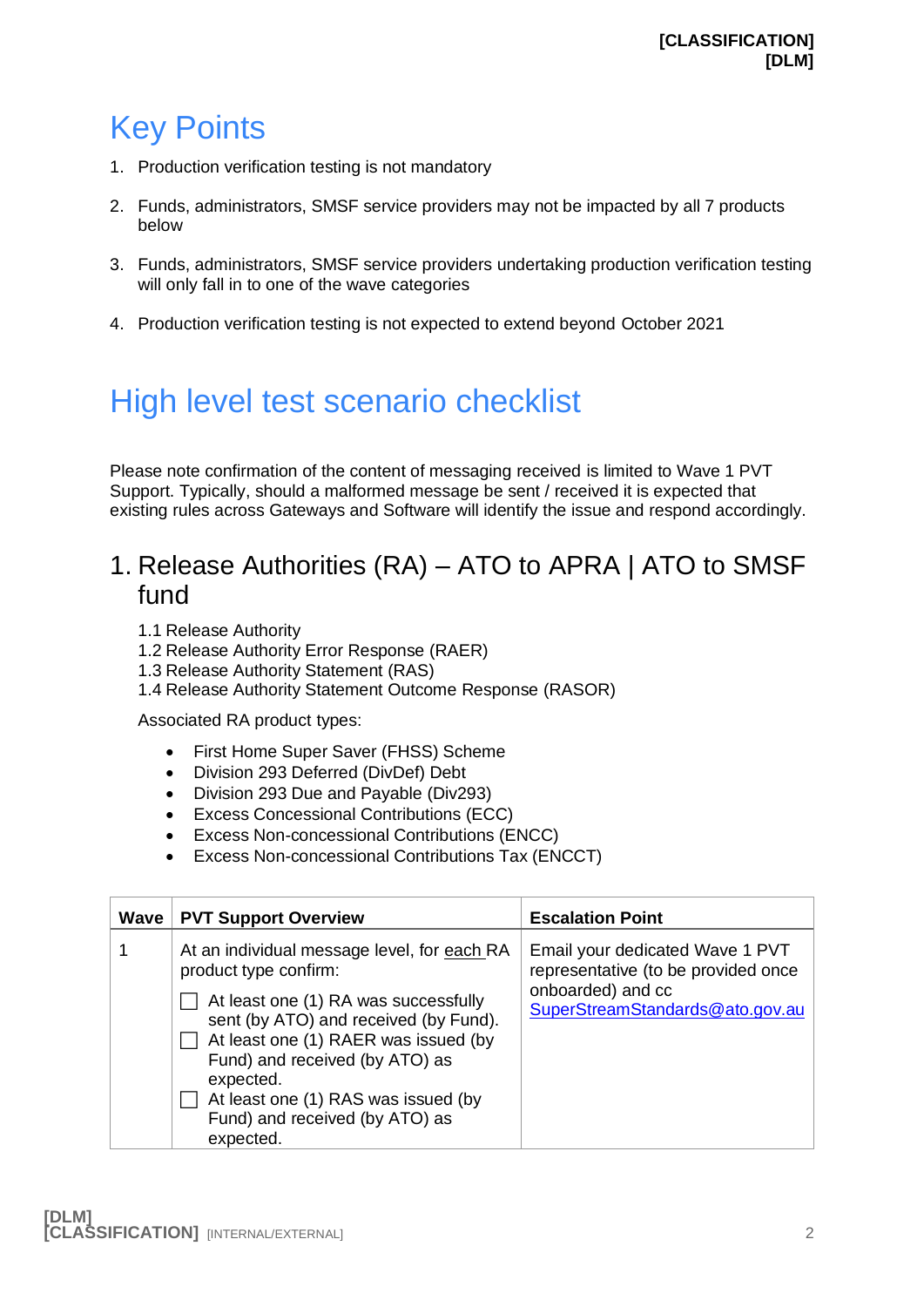# Key Points

1. Production verification testing is not mandatory
2. Funds, administrators, SMSF service providers may not be impacted by all 7 products below
3. Funds, administrators, SMSF service providers undertaking production verification testing will only fall in to one of the wave categories
4. Production verification testing is not expected to extend beyond October 2021

# High level test scenario checklist

Please note confirmation of the content of messaging received is limited to Wave 1 PVT Support. Typically, should a malformed message be sent / received it is expected that existing rules across Gateways and Software will identify the issue and respond accordingly.

## 1. Release Authorities (RA) – ATO to APRA | ATO to SMSF fund

1.1 Release Authority
1.2 Release Authority Error Response (RAER)
1.3 Release Authority Statement (RAS)
1.4 Release Authority Statement Outcome Response (RASOR)

Associated RA product types:

- First Home Super Saver (FHSS) Scheme
- Division 293 Deferred (DivDef) Debt
- Division 293 Due and Payable (Div293)
- Excess Concessional Contributions (ECC)
- Excess Non-concessional Contributions (ENCC)
- Excess Non-concessional Contributions Tax (ENCCT)

| Wave | PVT Support Overview | Escalation Point |
|---|---|---|
| 1 | At an individual message level, for each RA product type confirm:<br>☐ At least one (1) RA was successfully sent (by ATO) and received (by Fund).<br>☐ At least one (1) RAER was issued (by Fund) and received (by ATO) as expected.<br>☐ At least one (1) RAS was issued (by Fund) and received (by ATO) as expected. | Email your dedicated Wave 1 PVT representative (to be provided once onboarded) and cc SuperStreamStandards@ato.gov.au |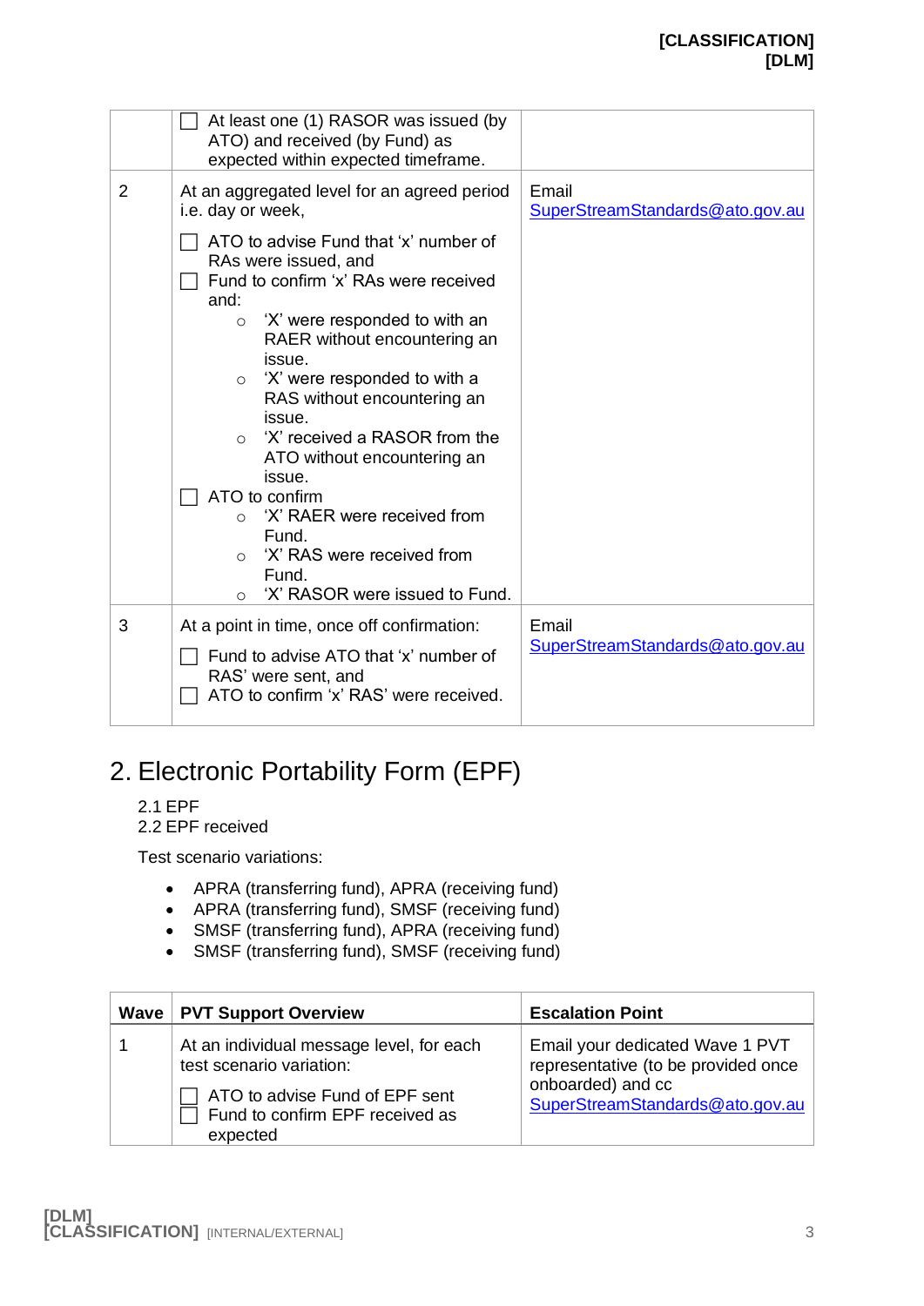| | | |
|---|---|---|
| | ☐ At least one (1) RASOR was issued (by ATO) and received (by Fund) as expected within expected timeframe. | |
| 2 | At an aggregated level for an agreed period i.e. day or week,<br><br>☐ ATO to advise Fund that 'x' number of RAs were issued, and<br>☐ Fund to confirm 'x' RAs were received and:<br>  ○ 'X' were responded to with an RAER without encountering an issue.<br>  ○ 'X' were responded to with a RAS without encountering an issue.<br>  ○ 'X' received a RASOR from the ATO without encountering an issue.<br>☐ ATO to confirm<br>  ○ 'X' RAER were received from Fund.<br>  ○ 'X' RAS were received from Fund.<br>  ○ 'X' RASOR were issued to Fund. | Email SuperStreamStandards@ato.gov.au |
| 3 | At a point in time, once off confirmation:<br><br>☐ Fund to advise ATO that 'x' number of RAS' were sent, and<br>☐ ATO to confirm 'x' RAS' were received. | Email SuperStreamStandards@ato.gov.au |

# 2. Electronic Portability Form (EPF)

2.1 EPF
2.2 EPF received

Test scenario variations:

- APRA (transferring fund), APRA (receiving fund)
- APRA (transferring fund), SMSF (receiving fund)
- SMSF (transferring fund), APRA (receiving fund)
- SMSF (transferring fund), SMSF (receiving fund)

| Wave | PVT Support Overview | Escalation Point |
|---|---|---|
| 1 | At an individual message level, for each test scenario variation:<br><br>☐ ATO to advise Fund of EPF sent<br>☐ Fund to confirm EPF received as expected | Email your dedicated Wave 1 PVT representative (to be provided once onboarded) and cc SuperStreamStandards@ato.gov.au |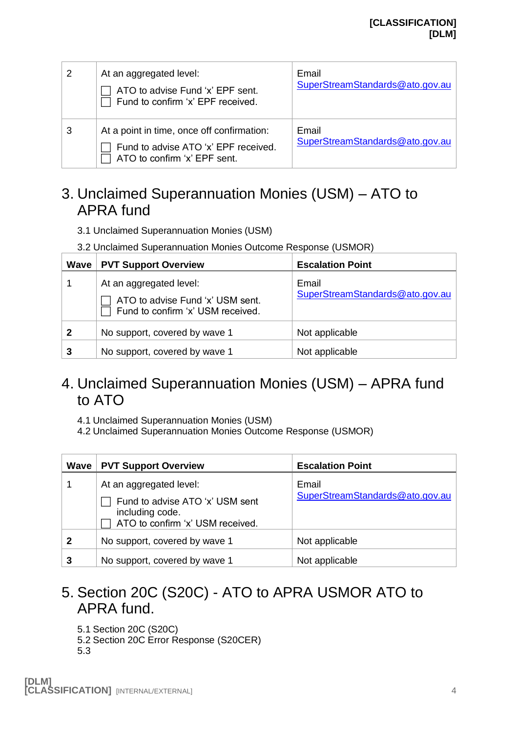| | | |
|---|---|---|
| 2 | At an aggregated level:<br>☐ ATO to advise Fund 'x' EPF sent.<br>☐ Fund to confirm 'x' EPF received. | Email<br>SuperStreamStandards@ato.gov.au |
| 3 | At a point in time, once off confirmation:<br>☐ Fund to advise ATO 'x' EPF received.<br>☐ ATO to confirm 'x' EPF sent. | Email<br>SuperStreamStandards@ato.gov.au |

# 3. Unclaimed Superannuation Monies (USM) – ATO to APRA fund

3.1 Unclaimed Superannuation Monies (USM)

3.2 Unclaimed Superannuation Monies Outcome Response (USMOR)

| Wave | PVT Support Overview | Escalation Point |
|---|---|---|
| 1 | At an aggregated level:<br>☐ ATO to advise Fund 'x' USM sent.<br>☐ Fund to confirm 'x' USM received. | Email<br>SuperStreamStandards@ato.gov.au |
| **2** | No support, covered by wave 1 | Not applicable |
| **3** | No support, covered by wave 1 | Not applicable |

# 4. Unclaimed Superannuation Monies (USM) – APRA fund to ATO

4.1 Unclaimed Superannuation Monies (USM)
4.2 Unclaimed Superannuation Monies Outcome Response (USMOR)

| Wave | PVT Support Overview | Escalation Point |
|---|---|---|
| 1 | At an aggregated level:<br>☐ Fund to advise ATO 'x' USM sent including code.<br>☐ ATO to confirm 'x' USM received. | Email<br>SuperStreamStandards@ato.gov.au |
| **2** | No support, covered by wave 1 | Not applicable |
| **3** | No support, covered by wave 1 | Not applicable |

# 5. Section 20C (S20C) - ATO to APRA USMOR ATO to APRA fund.

5.1 Section 20C (S20C)
5.2 Section 20C Error Response (S20CER)
5.3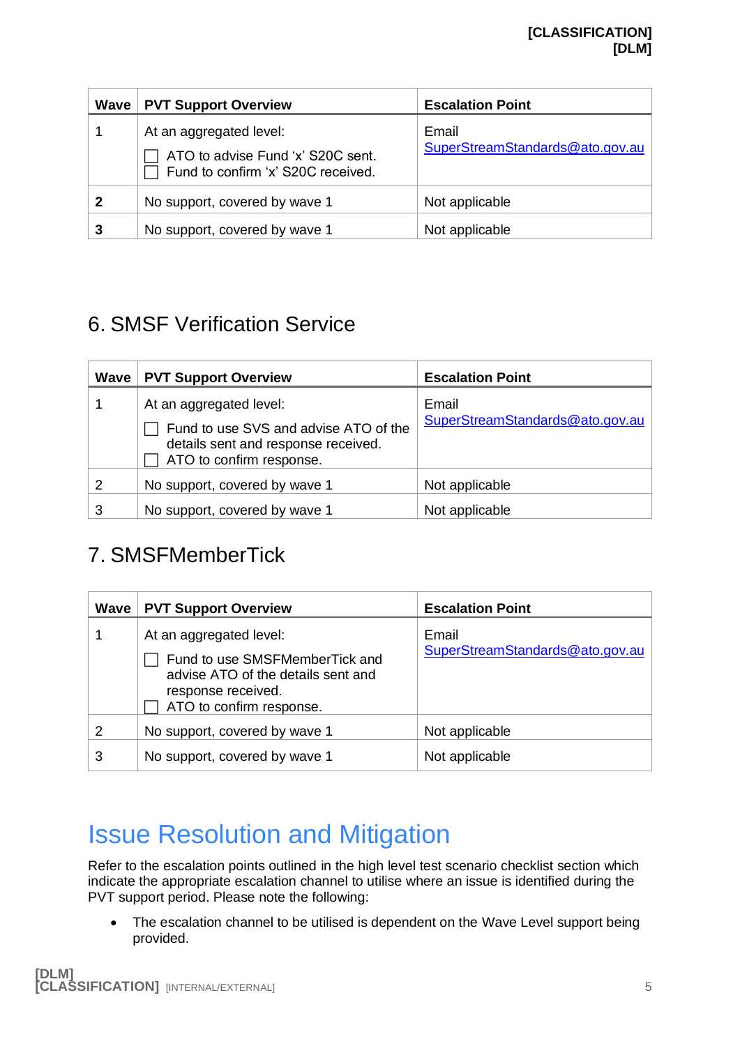| Wave | PVT Support Overview | Escalation Point |
|---|---|---|
| 1 | At an aggregated level:<br>☐ ATO to advise Fund 'x' S20C sent.<br>☐ Fund to confirm 'x' S20C received. | Email<br>SuperStreamStandards@ato.gov.au |
| **2** | No support, covered by wave 1 | Not applicable |
| **3** | No support, covered by wave 1 | Not applicable |

## 6. SMSF Verification Service

| Wave | PVT Support Overview | Escalation Point |
|---|---|---|
| 1 | At an aggregated level:<br>☐ Fund to use SVS and advise ATO of the details sent and response received.<br>☐ ATO to confirm response. | Email<br>SuperStreamStandards@ato.gov.au |
| 2 | No support, covered by wave 1 | Not applicable |
| 3 | No support, covered by wave 1 | Not applicable |

## 7. SMSFMemberTick

| Wave | PVT Support Overview | Escalation Point |
|---|---|---|
| 1 | At an aggregated level:<br>☐ Fund to use SMSFMemberTick and advise ATO of the details sent and response received.<br>☐ ATO to confirm response. | Email<br>SuperStreamStandards@ato.gov.au |
| 2 | No support, covered by wave 1 | Not applicable |
| 3 | No support, covered by wave 1 | Not applicable |

# Issue Resolution and Mitigation

Refer to the escalation points outlined in the high level test scenario checklist section which indicate the appropriate escalation channel to utilise where an issue is identified during the PVT support period. Please note the following:

- The escalation channel to be utilised is dependent on the Wave Level support being provided.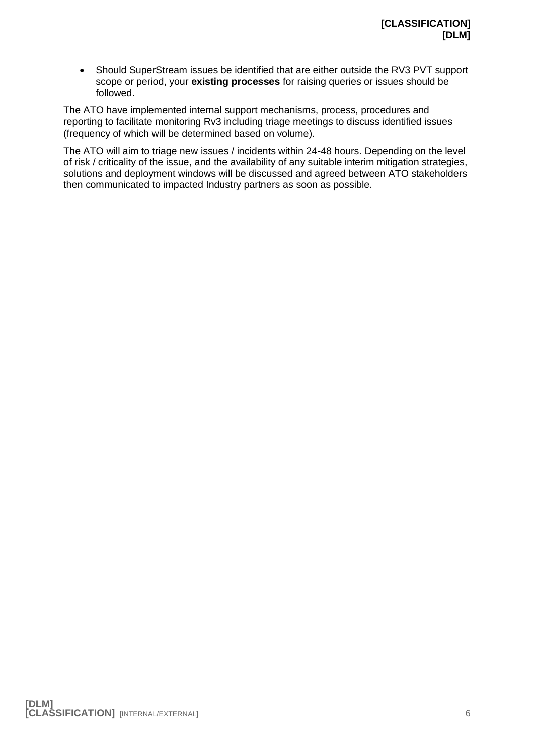- Should SuperStream issues be identified that are either outside the RV3 PVT support scope or period, your **existing processes** for raising queries or issues should be followed.

The ATO have implemented internal support mechanisms, process, procedures and reporting to facilitate monitoring Rv3 including triage meetings to discuss identified issues (frequency of which will be determined based on volume).

The ATO will aim to triage new issues / incidents within 24-48 hours. Depending on the level of risk / criticality of the issue, and the availability of any suitable interim mitigation strategies, solutions and deployment windows will be discussed and agreed between ATO stakeholders then communicated to impacted Industry partners as soon as possible.